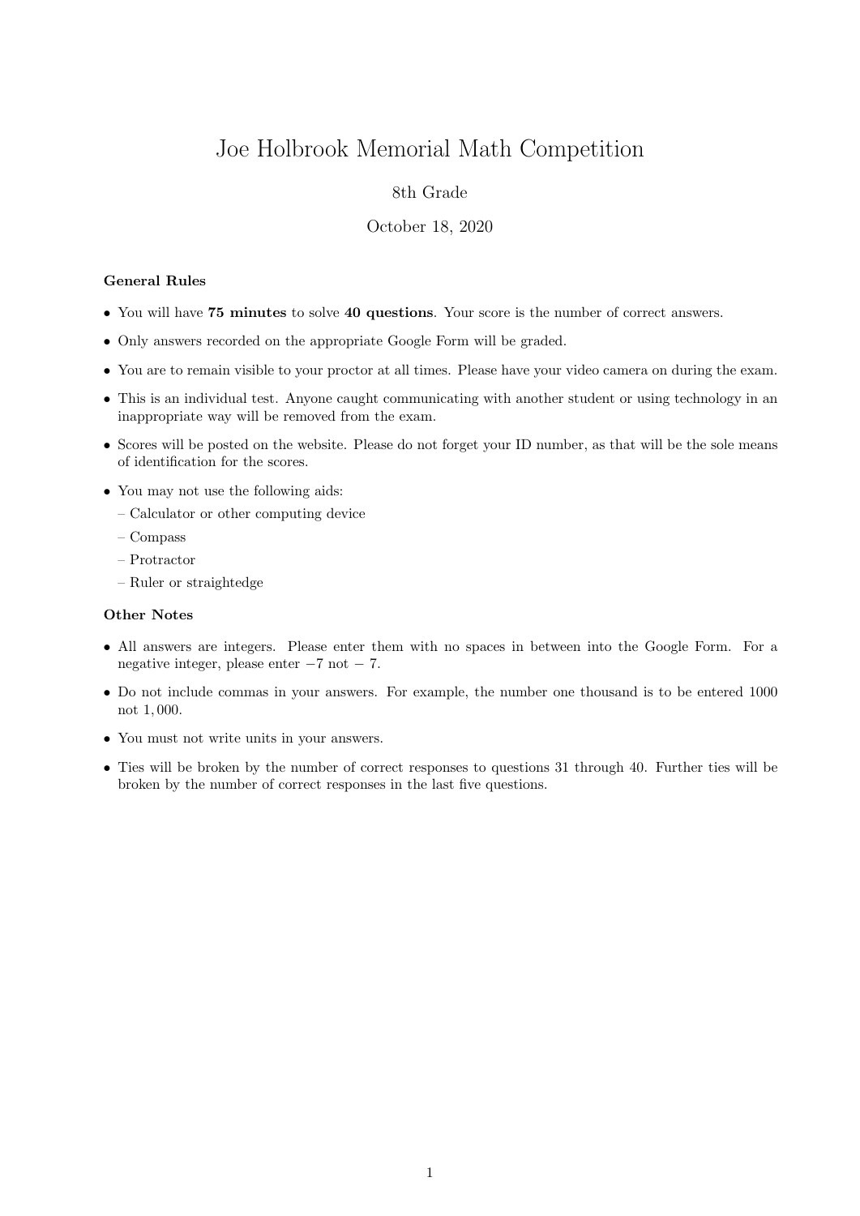# Joe Holbrook Memorial Math Competition

8th Grade

October 18, 2020

**General Rules**

- You will have **75 minutes** to solve **40 questions**. Your score is the number of correct answers.
- Only answers recorded on the appropriate Google Form will be graded.
- You are to remain visible to your proctor at all times. Please have your video camera on during the exam.
- This is an individual test. Anyone caught communicating with another student or using technology in an inappropriate way will be removed from the exam.
- Scores will be posted on the website. Please do not forget your ID number, as that will be the sole means of identification for the scores.
- You may not use the following aids:
  - Calculator or other computing device
  - Compass
  - Protractor
  - Ruler or straightedge

**Other Notes**

- All answers are integers. Please enter them with no spaces in between into the Google Form. For a negative integer, please enter $-7$ not $-\ 7$.
- Do not include commas in your answers. For example, the number one thousand is to be entered 1000 not $1,000$.
- You must not write units in your answers.
- Ties will be broken by the number of correct responses to questions 31 through 40. Further ties will be broken by the number of correct responses in the last five questions.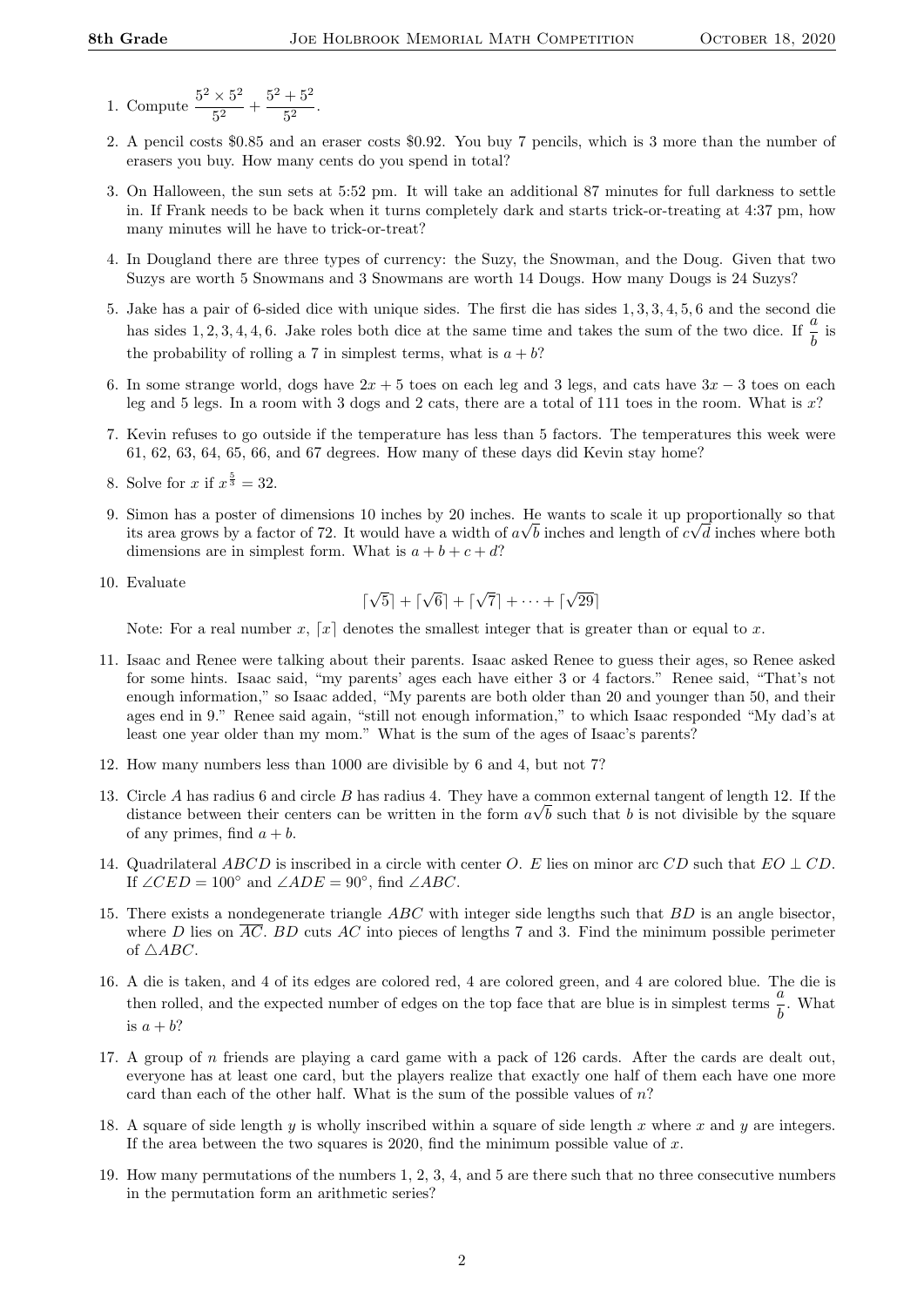1. Compute $\frac{5^2 \times 5^2}{5^2} + \frac{5^2 + 5^2}{5^2}$.

2. A pencil costs \$0.85 and an eraser costs \$0.92. You buy 7 pencils, which is 3 more than the number of erasers you buy. How many cents do you spend in total?

3. On Halloween, the sun sets at 5:52 pm. It will take an additional 87 minutes for full darkness to settle in. If Frank needs to be back when it turns completely dark and starts trick-or-treating at 4:37 pm, how many minutes will he have to trick-or-treat?

4. In Dougland there are three types of currency: the Suzy, the Snowman, and the Doug. Given that two Suzys are worth 5 Snowmans and 3 Snowmans are worth 14 Dougs. How many Dougs is 24 Suzys?

5. Jake has a pair of 6-sided dice with unique sides. The first die has sides $1, 3, 3, 4, 5, 6$ and the second die has sides $1, 2, 3, 4, 4, 6$. Jake roles both dice at the same time and takes the sum of the two dice. If $\frac{a}{b}$ is the probability of rolling a 7 in simplest terms, what is $a + b$?

6. In some strange world, dogs have $2x + 5$ toes on each leg and 3 legs, and cats have $3x - 3$ toes on each leg and 5 legs. In a room with 3 dogs and 2 cats, there are a total of 111 toes in the room. What is $x$?

7. Kevin refuses to go outside if the temperature has less than 5 factors. The temperatures this week were 61, 62, 63, 64, 65, 66, and 67 degrees. How many of these days did Kevin stay home?

8. Solve for $x$ if $x^{\frac{5}{3}} = 32$.

9. Simon has a poster of dimensions 10 inches by 20 inches. He wants to scale it up proportionally so that its area grows by a factor of 72. It would have a width of $a\sqrt{b}$ inches and length of $c\sqrt{d}$ inches where both dimensions are in simplest form. What is $a + b + c + d$?

10. Evaluate

$$\lceil \sqrt{5} \rceil + \lceil \sqrt{6} \rceil + \lceil \sqrt{7} \rceil + \cdots + \lceil \sqrt{29} \rceil$$

Note: For a real number $x$, $\lceil x \rceil$ denotes the smallest integer that is greater than or equal to $x$.

11. Isaac and Renee were talking about their parents. Isaac asked Renee to guess their ages, so Renee asked for some hints. Isaac said, "my parents' ages each have either 3 or 4 factors." Renee said, "That's not enough information," so Isaac added, "My parents are both older than 20 and younger than 50, and their ages end in 9." Renee said again, "still not enough information," to which Isaac responded "My dad's at least one year older than my mom." What is the sum of the ages of Isaac's parents?

12. How many numbers less than 1000 are divisible by 6 and 4, but not 7?

13. Circle $A$ has radius 6 and circle $B$ has radius 4. They have a common external tangent of length 12. If the distance between their centers can be written in the form $a\sqrt{b}$ such that $b$ is not divisible by the square of any primes, find $a + b$.

14. Quadrilateral $ABCD$ is inscribed in a circle with center $O$. $E$ lies on minor arc $CD$ such that $EO \perp CD$. If $\angle CED = 100^\circ$ and $\angle ADE = 90^\circ$, find $\angle ABC$.

15. There exists a nondegenerate triangle $ABC$ with integer side lengths such that $BD$ is an angle bisector, where $D$ lies on $\overline{AC}$. $BD$ cuts $AC$ into pieces of lengths 7 and 3. Find the minimum possible perimeter of $\triangle ABC$.

16. A die is taken, and 4 of its edges are colored red, 4 are colored green, and 4 are colored blue. The die is then rolled, and the expected number of edges on the top face that are blue is in simplest terms $\frac{a}{b}$. What is $a + b$?

17. A group of $n$ friends are playing a card game with a pack of 126 cards. After the cards are dealt out, everyone has at least one card, but the players realize that exactly one half of them each have one more card than each of the other half. What is the sum of the possible values of $n$?

18. A square of side length $y$ is wholly inscribed within a square of side length $x$ where $x$ and $y$ are integers. If the area between the two squares is 2020, find the minimum possible value of $x$.

19. How many permutations of the numbers 1, 2, 3, 4, and 5 are there such that no three consecutive numbers in the permutation form an arithmetic series?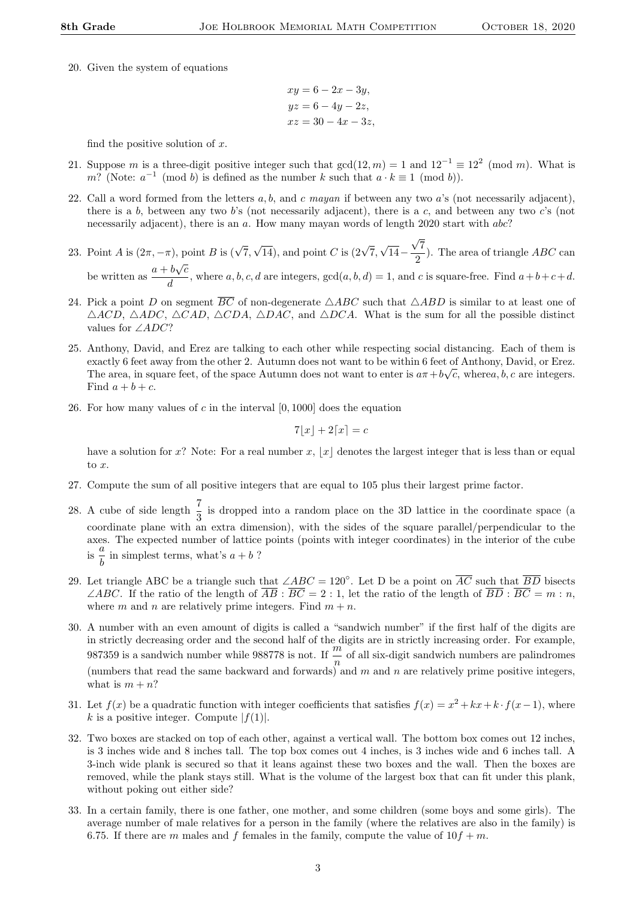20. Given the system of equations

$$xy = 6 - 2x - 3y,$$
$$yz = 6 - 4y - 2z,$$
$$xz = 30 - 4x - 3z,$$

find the positive solution of $x$.

21. Suppose $m$ is a three-digit positive integer such that $\gcd(12, m) = 1$ and $12^{-1} \equiv 12^2 \pmod{m}$. What is $m$? (Note: $a^{-1} \pmod{b}$ is defined as the number $k$ such that $a \cdot k \equiv 1 \pmod{b}$).

22. Call a word formed from the letters $a, b,$ and $c$ *mayan* if between any two $a$'s (not necessarily adjacent), there is a $b$, between any two $b$'s (not necessarily adjacent), there is a $c$, and between any two $c$'s (not necessarily adjacent), there is an $a$. How many mayan words of length 2020 start with $abc$?

23. Point $A$ is $(2\pi, -\pi)$, point $B$ is $(\sqrt{7}, \sqrt{14})$, and point $C$ is $(2\sqrt{7}, \sqrt{14} - \frac{\sqrt{7}}{2})$. The area of triangle $ABC$ can be written as $\frac{a + b\sqrt{c}}{d}$, where $a, b, c, d$ are integers, $\gcd(a, b, d) = 1$, and $c$ is square-free. Find $a + b + c + d$.

24. Pick a point $D$ on segment $\overline{BC}$ of non-degenerate $\triangle ABC$ such that $\triangle ABD$ is similar to at least one of $\triangle ACD$, $\triangle ADC$, $\triangle CAD$, $\triangle CDA$, $\triangle DAC$, and $\triangle DCA$. What is the sum for all the possible distinct values for $\angle ADC$?

25. Anthony, David, and Erez are talking to each other while respecting social distancing. Each of them is exactly 6 feet away from the other 2. Autumn does not want to be within 6 feet of Anthony, David, or Erez. The area, in square feet, of the space Autumn does not want to enter is $a\pi + b\sqrt{c}$, where$a, b, c$ are integers. Find $a + b + c$.

26. For how many values of $c$ in the interval $[0, 1000]$ does the equation

$$7\lfloor x \rfloor + 2\lceil x \rceil = c$$

have a solution for $x$? Note: For a real number $x$, $\lfloor x \rfloor$ denotes the largest integer that is less than or equal to $x$.

27. Compute the sum of all positive integers that are equal to 105 plus their largest prime factor.

28. A cube of side length $\frac{7}{3}$ is dropped into a random place on the 3D lattice in the coordinate space (a coordinate plane with an extra dimension), with the sides of the square parallel/perpendicular to the axes. The expected number of lattice points (points with integer coordinates) in the interior of the cube is $\frac{a}{b}$ in simplest terms, what's $a + b$ ?

29. Let triangle ABC be a triangle such that $\angle ABC = 120^\circ$. Let D be a point on $\overline{AC}$ such that $\overline{BD}$ bisects $\angle ABC$. If the ratio of the length of $\overline{AB} : \overline{BC} = 2 : 1$, let the ratio of the length of $\overline{BD} : \overline{BC} = m : n$, where $m$ and $n$ are relatively prime integers. Find $m + n$.

30. A number with an even amount of digits is called a "sandwich number" if the first half of the digits are in strictly decreasing order and the second half of the digits are in strictly increasing order. For example, 987359 is a sandwich number while 988778 is not. If $\frac{m}{n}$ of all six-digit sandwich numbers are palindromes (numbers that read the same backward and forwards) and $m$ and $n$ are relatively prime positive integers, what is $m + n$?

31. Let $f(x)$ be a quadratic function with integer coefficients that satisfies $f(x) = x^2 + kx + k \cdot f(x - 1)$, where $k$ is a positive integer. Compute $|f(1)|$.

32. Two boxes are stacked on top of each other, against a vertical wall. The bottom box comes out 12 inches, is 3 inches wide and 8 inches tall. The top box comes out 4 inches, is 3 inches wide and 6 inches tall. A 3-inch wide plank is secured so that it leans against these two boxes and the wall. Then the boxes are removed, while the plank stays still. What is the volume of the largest box that can fit under this plank, without poking out either side?

33. In a certain family, there is one father, one mother, and some children (some boys and some girls). The average number of male relatives for a person in the family (where the relatives are also in the family) is 6.75. If there are $m$ males and $f$ females in the family, compute the value of $10f + m$.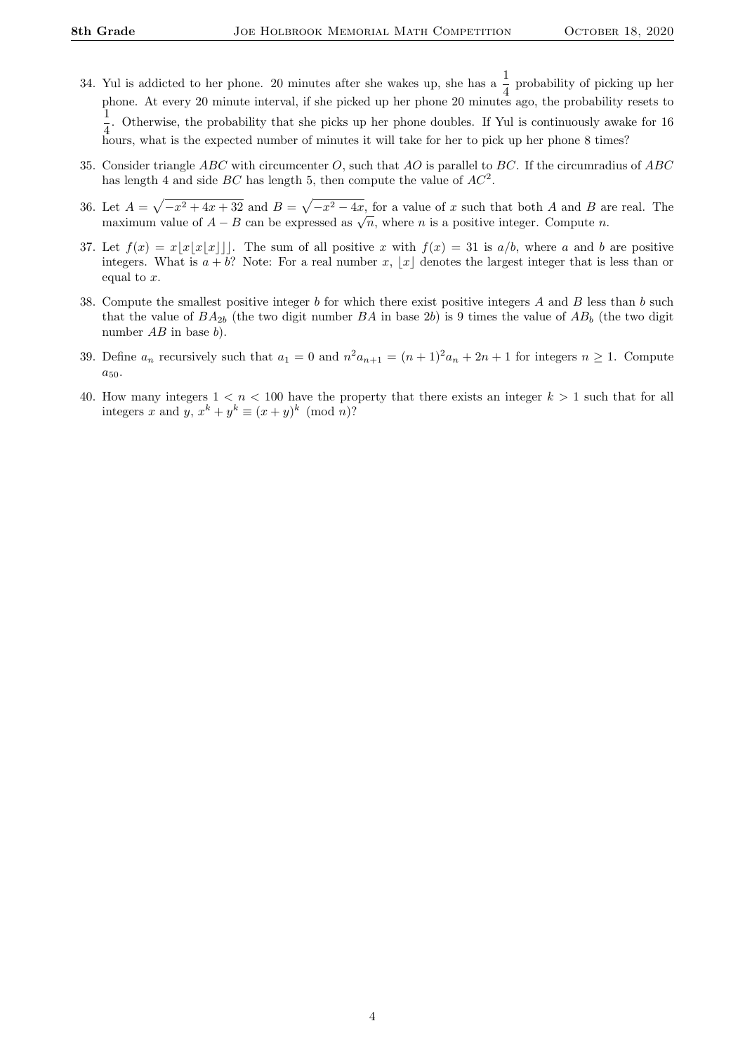34. Yul is addicted to her phone. 20 minutes after she wakes up, she has a $\frac{1}{4}$ probability of picking up her phone. At every 20 minute interval, if she picked up her phone 20 minutes ago, the probability resets to $\frac{1}{4}$. Otherwise, the probability that she picks up her phone doubles. If Yul is continuously awake for 16 hours, what is the expected number of minutes it will take for her to pick up her phone 8 times?

35. Consider triangle $ABC$ with circumcenter $O$, such that $AO$ is parallel to $BC$. If the circumradius of $ABC$ has length 4 and side $BC$ has length 5, then compute the value of $AC^2$.

36. Let $A = \sqrt{-x^2 + 4x + 32}$ and $B = \sqrt{-x^2 - 4x}$, for a value of $x$ such that both $A$ and $B$ are real. The maximum value of $A - B$ can be expressed as $\sqrt{n}$, where $n$ is a positive integer. Compute $n$.

37. Let $f(x) = x\lfloor x\lfloor x\lfloor x\rfloor\rfloor\rfloor$. The sum of all positive $x$ with $f(x) = 31$ is $a/b$, where $a$ and $b$ are positive integers. What is $a + b$? Note: For a real number $x$, $\lfloor x\rfloor$ denotes the largest integer that is less than or equal to $x$.

38. Compute the smallest positive integer $b$ for which there exist positive integers $A$ and $B$ less than $b$ such that the value of $BA_{2b}$ (the two digit number $BA$ in base $2b$) is 9 times the value of $AB_b$ (the two digit number $AB$ in base $b$).

39. Define $a_n$ recursively such that $a_1 = 0$ and $n^2 a_{n+1} = (n+1)^2 a_n + 2n + 1$ for integers $n \geq 1$. Compute $a_{50}$.

40. How many integers $1 < n < 100$ have the property that there exists an integer $k > 1$ such that for all integers $x$ and $y$, $x^k + y^k \equiv (x + y)^k \pmod{n}$?